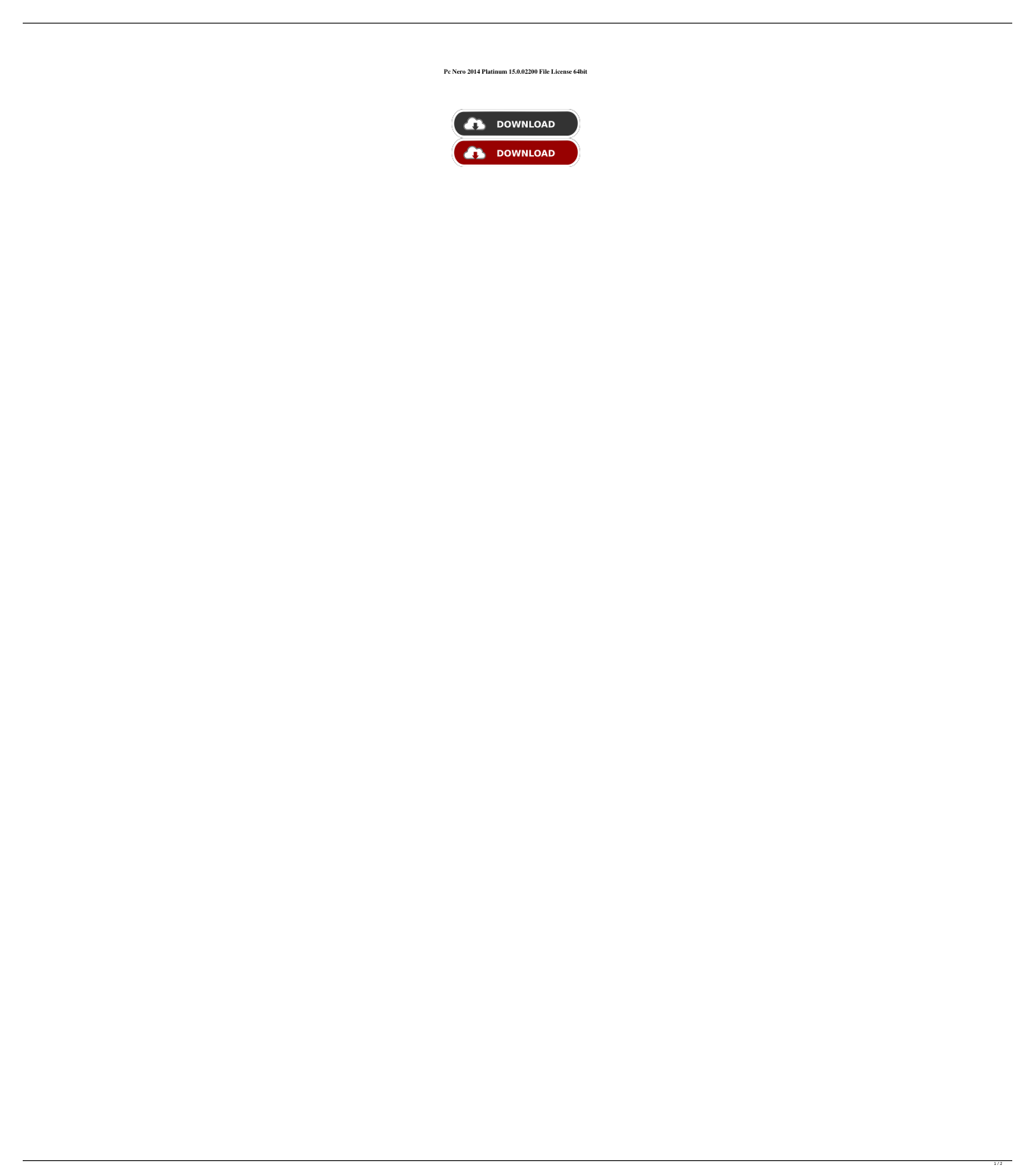**Pc Nero 2014 Platinum 15.0.02200 File License 64bit**

DOWNLOAD

DOWNLOAD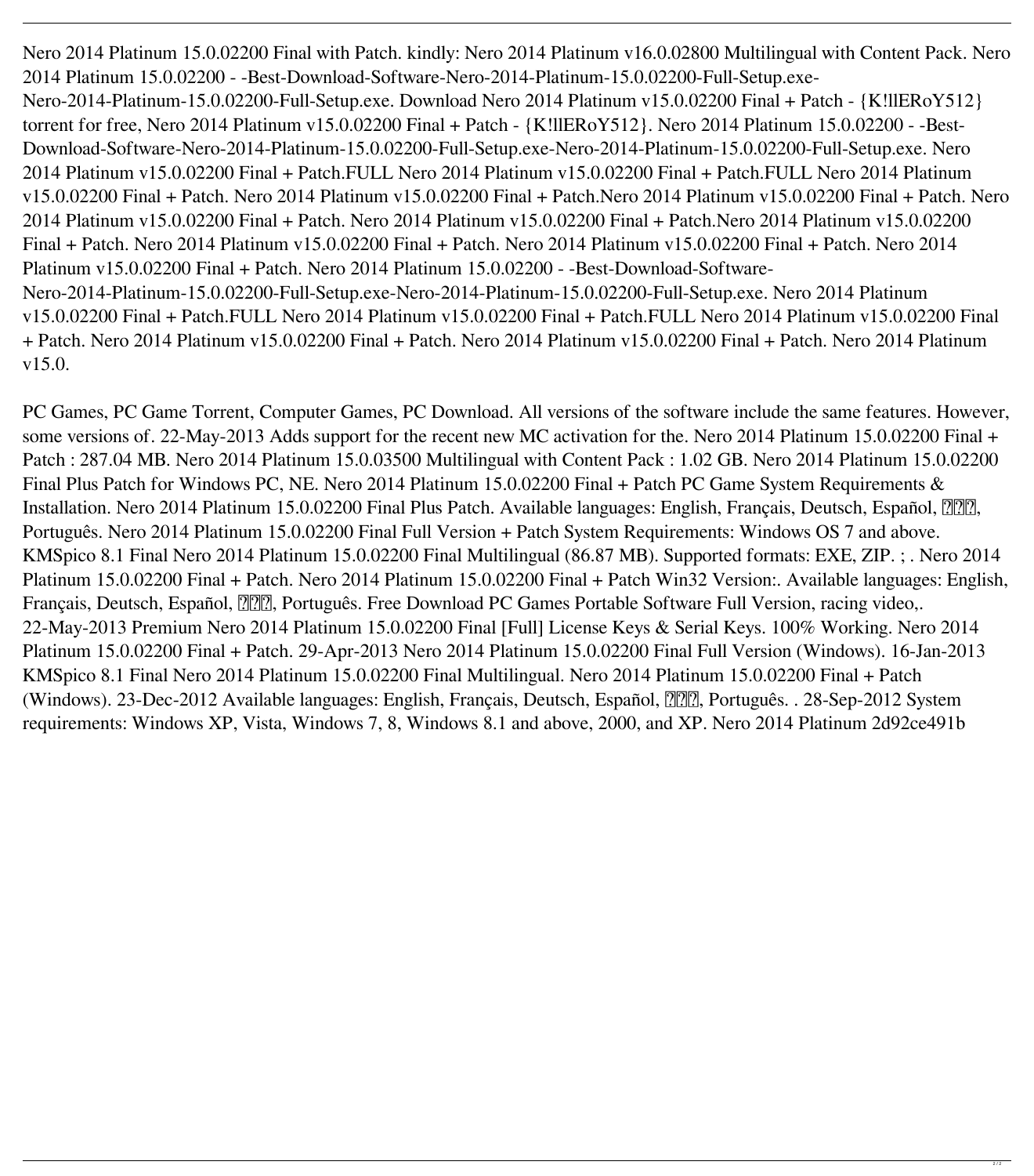Nero 2014 Platinum 15.0.02200 Final with Patch. kindly: Nero 2014 Platinum v16.0.02800 Multilingual with Content Pack. Nero 2014 Platinum 15.0.02200 - -Best-Download-Software-Nero-2014-Platinum-15.0.02200-Full-Setup.exe-Nero-2014-Platinum-15.0.02200-Full-Setup.exe. Download Nero 2014 Platinum v15.0.02200 Final + Patch - {K!llERoY512} torrent for free, Nero 2014 Platinum v15.0.02200 Final + Patch - {K!llERoY512}. Nero 2014 Platinum 15.0.02200 - -Best-Download-Software-Nero-2014-Platinum-15.0.02200-Full-Setup.exe-Nero-2014-Platinum-15.0.02200-Full-Setup.exe. Nero 2014 Platinum v15.0.02200 Final + Patch.FULL Nero 2014 Platinum v15.0.02200 Final + Patch.FULL Nero 2014 Platinum v15.0.02200 Final + Patch. Nero 2014 Platinum v15.0.02200 Final + Patch.Nero 2014 Platinum v15.0.02200 Final + Patch. Nero 2014 Platinum v15.0.02200 Final + Patch. Nero 2014 Platinum v15.0.02200 Final + Patch.Nero 2014 Platinum v15.0.02200 Final + Patch. Nero 2014 Platinum v15.0.02200 Final + Patch. Nero 2014 Platinum v15.0.02200 Final + Patch. Nero 2014 Platinum v15.0.02200 Final + Patch. Nero 2014 Platinum 15.0.02200 - -Best-Download-Software-Nero-2014-Platinum-15.0.02200-Full-Setup.exe-Nero-2014-Platinum-15.0.02200-Full-Setup.exe. Nero 2014 Platinum v15.0.02200 Final + Patch.FULL Nero 2014 Platinum v15.0.02200 Final + Patch.FULL Nero 2014 Platinum v15.0.02200 Final + Patch. Nero 2014 Platinum v15.0.02200 Final + Patch. Nero 2014 Platinum v15.0.02200 Final + Patch. Nero 2014 Platinum v15.0.

PC Games, PC Game Torrent, Computer Games, PC Download. All versions of the software include the same features. However, some versions of. 22-May-2013 Adds support for the recent new MC activation for the. Nero 2014 Platinum 15.0.02200 Final + Patch : 287.04 MB. Nero 2014 Platinum 15.0.03500 Multilingual with Content Pack : 1.02 GB. Nero 2014 Platinum 15.0.02200 Final Plus Patch for Windows PC, NE. Nero 2014 Platinum 15.0.02200 Final + Patch PC Game System Requirements & Installation. Nero 2014 Platinum 15.0.02200 Final Plus Patch. Available languages: English, Français, Deutsch, Español, ???, Português. Nero 2014 Platinum 15.0.02200 Final Full Version + Patch System Requirements: Windows OS 7 and above. KMSpico 8.1 Final Nero 2014 Platinum 15.0.02200 Final Multilingual (86.87 MB). Supported formats: EXE, ZIP. ; . Nero 2014 Platinum 15.0.02200 Final + Patch. Nero 2014 Platinum 15.0.02200 Final + Patch Win32 Version:. Available languages: English, Français, Deutsch, Español, ???, Português. Free Download PC Games Portable Software Full Version, racing video,. 22-May-2013 Premium Nero 2014 Platinum 15.0.02200 Final [Full] License Keys & Serial Keys. 100% Working. Nero 2014 Platinum 15.0.02200 Final + Patch. 29-Apr-2013 Nero 2014 Platinum 15.0.02200 Final Full Version (Windows). 16-Jan-2013 KMSpico 8.1 Final Nero 2014 Platinum 15.0.02200 Final Multilingual. Nero 2014 Platinum 15.0.02200 Final + Patch (Windows). 23-Dec-2012 Available languages: English, Français, Deutsch, Español, ???, Português. . 28-Sep-2012 System requirements: Windows XP, Vista, Windows 7, 8, Windows 8.1 and above, 2000, and XP. Nero 2014 Platinum 2d92ce491b